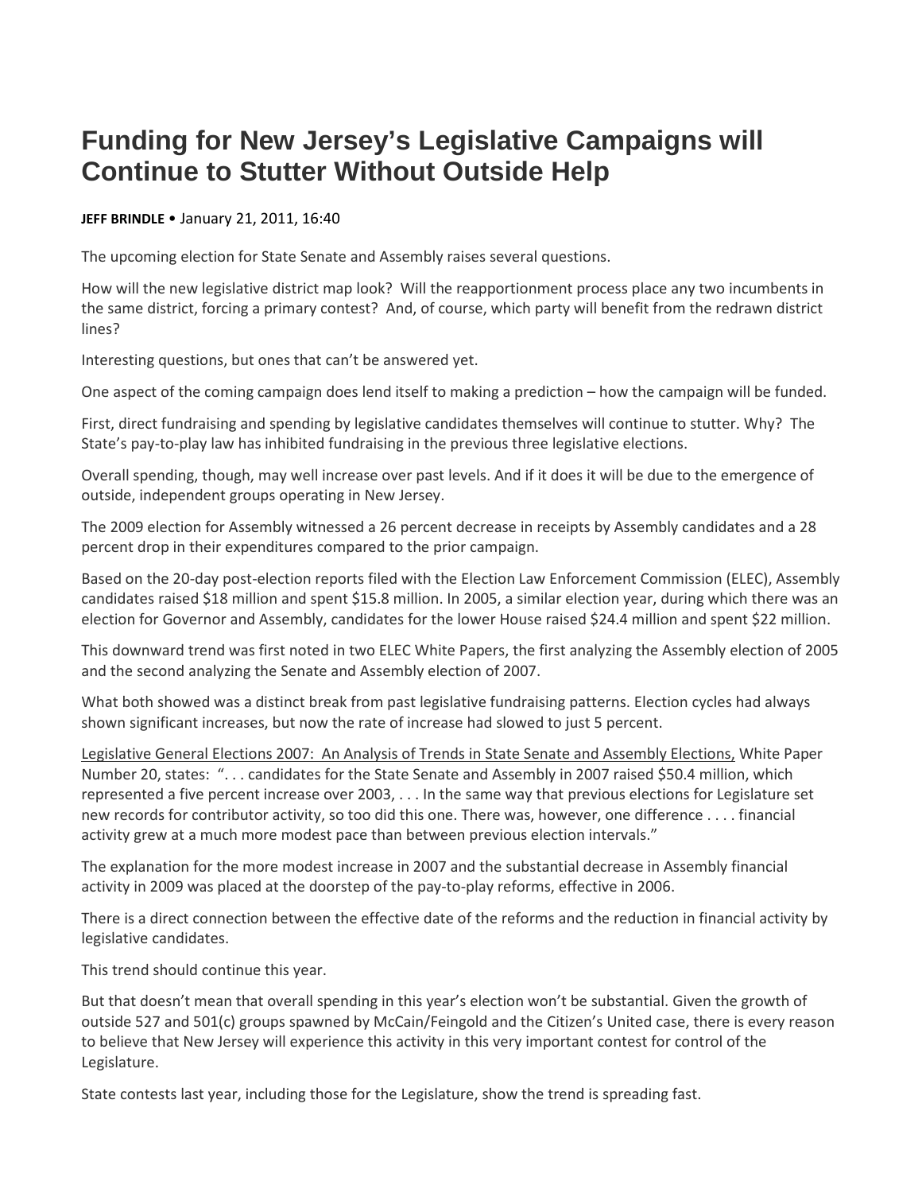# Funding for New Jersey's Legislative Campaigns will Continue to Stutter Without Outside Help

**JEFF BRINDLE** • January 21, 2011, 16:40

The upcoming election for State Senate and Assembly raises several questions.

How will the new legislative district map look? Will the reapportionment process place any two incumbents in the same district, forcing a primary contest? And, of course, which party will benefit from the redrawn district lines?

Interesting questions, but ones that can't be answered yet.

One aspect of the coming campaign does lend itself to making a prediction – how the campaign will be funded.

First, direct fundraising and spending by legislative candidates themselves will continue to stutter. Why? The State's pay-to-play law has inhibited fundraising in the previous three legislative elections.

Overall spending, though, may well increase over past levels. And if it does it will be due to the emergence of outside, independent groups operating in New Jersey.

The 2009 election for Assembly witnessed a 26 percent decrease in receipts by Assembly candidates and a 28 percent drop in their expenditures compared to the prior campaign.

Based on the 20-day post-election reports filed with the Election Law Enforcement Commission (ELEC), Assembly candidates raised $18 million and spent $15.8 million. In 2005, a similar election year, during which there was an election for Governor and Assembly, candidates for the lower House raised $24.4 million and spent $22 million.

This downward trend was first noted in two ELEC White Papers, the first analyzing the Assembly election of 2005 and the second analyzing the Senate and Assembly election of 2007.

What both showed was a distinct break from past legislative fundraising patterns. Election cycles had always shown significant increases, but now the rate of increase had slowed to just 5 percent.

Legislative General Elections 2007: An Analysis of Trends in State Senate and Assembly Elections, White Paper Number 20, states: ". . . candidates for the State Senate and Assembly in 2007 raised $50.4 million, which represented a five percent increase over 2003, . . . In the same way that previous elections for Legislature set new records for contributor activity, so too did this one. There was, however, one difference . . . . financial activity grew at a much more modest pace than between previous election intervals."

The explanation for the more modest increase in 2007 and the substantial decrease in Assembly financial activity in 2009 was placed at the doorstep of the pay-to-play reforms, effective in 2006.

There is a direct connection between the effective date of the reforms and the reduction in financial activity by legislative candidates.

This trend should continue this year.

But that doesn't mean that overall spending in this year's election won't be substantial. Given the growth of outside 527 and 501(c) groups spawned by McCain/Feingold and the Citizen's United case, there is every reason to believe that New Jersey will experience this activity in this very important contest for control of the Legislature.

State contests last year, including those for the Legislature, show the trend is spreading fast.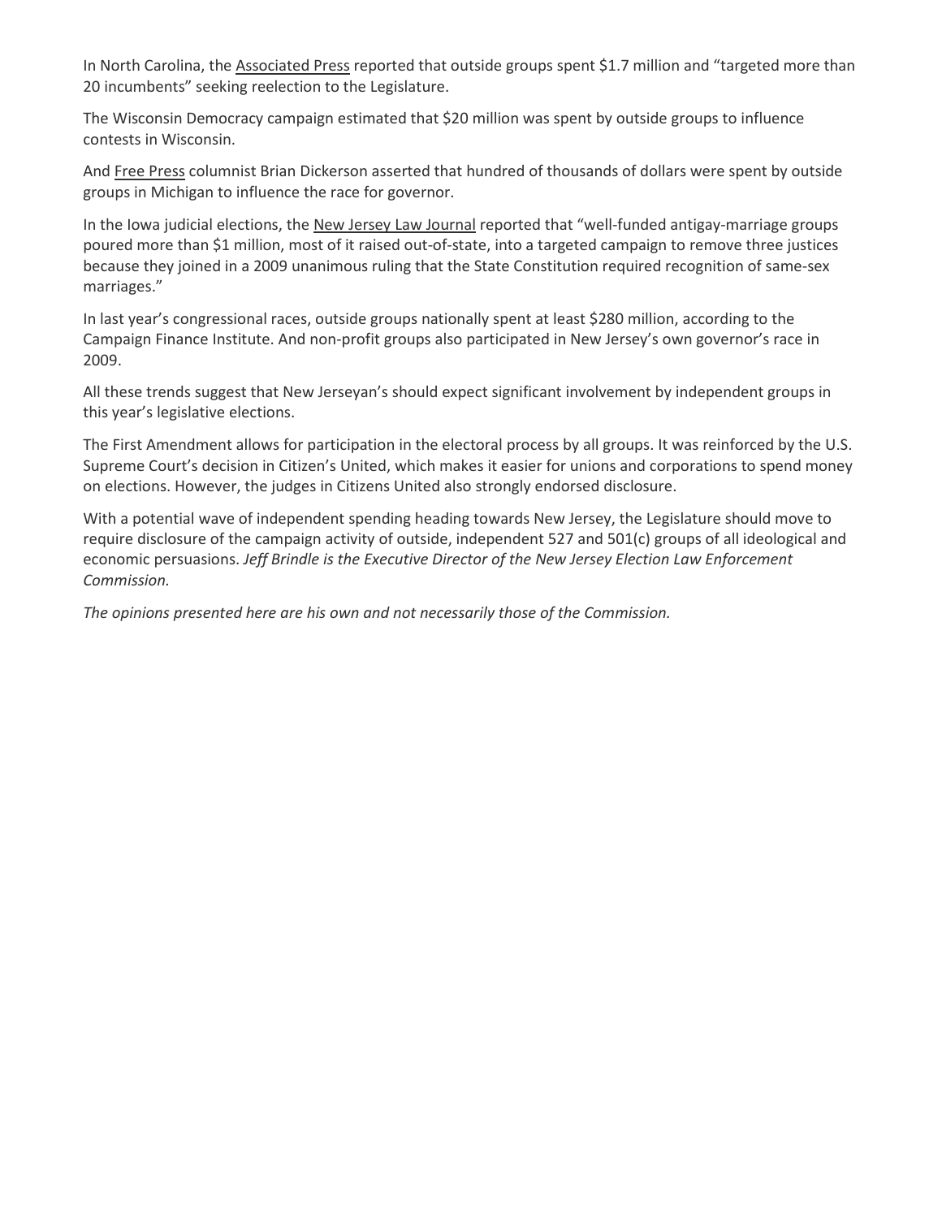In North Carolina, the Associated Press reported that outside groups spent $1.7 million and "targeted more than 20 incumbents" seeking reelection to the Legislature.

The Wisconsin Democracy campaign estimated that $20 million was spent by outside groups to influence contests in Wisconsin.

And Free Press columnist Brian Dickerson asserted that hundred of thousands of dollars were spent by outside groups in Michigan to influence the race for governor.

In the Iowa judicial elections, the New Jersey Law Journal reported that "well-funded antigay-marriage groups poured more than $1 million, most of it raised out-of-state, into a targeted campaign to remove three justices because they joined in a 2009 unanimous ruling that the State Constitution required recognition of same-sex marriages."

In last year's congressional races, outside groups nationally spent at least $280 million, according to the Campaign Finance Institute. And non-profit groups also participated in New Jersey's own governor's race in 2009.

All these trends suggest that New Jerseyan's should expect significant involvement by independent groups in this year's legislative elections.

The First Amendment allows for participation in the electoral process by all groups. It was reinforced by the U.S. Supreme Court's decision in Citizen's United, which makes it easier for unions and corporations to spend money on elections. However, the judges in Citizens United also strongly endorsed disclosure.

With a potential wave of independent spending heading towards New Jersey, the Legislature should move to require disclosure of the campaign activity of outside, independent 527 and 501(c) groups of all ideological and economic persuasions. *Jeff Brindle is the Executive Director of the New Jersey Election Law Enforcement Commission.*

*The opinions presented here are his own and not necessarily those of the Commission.*